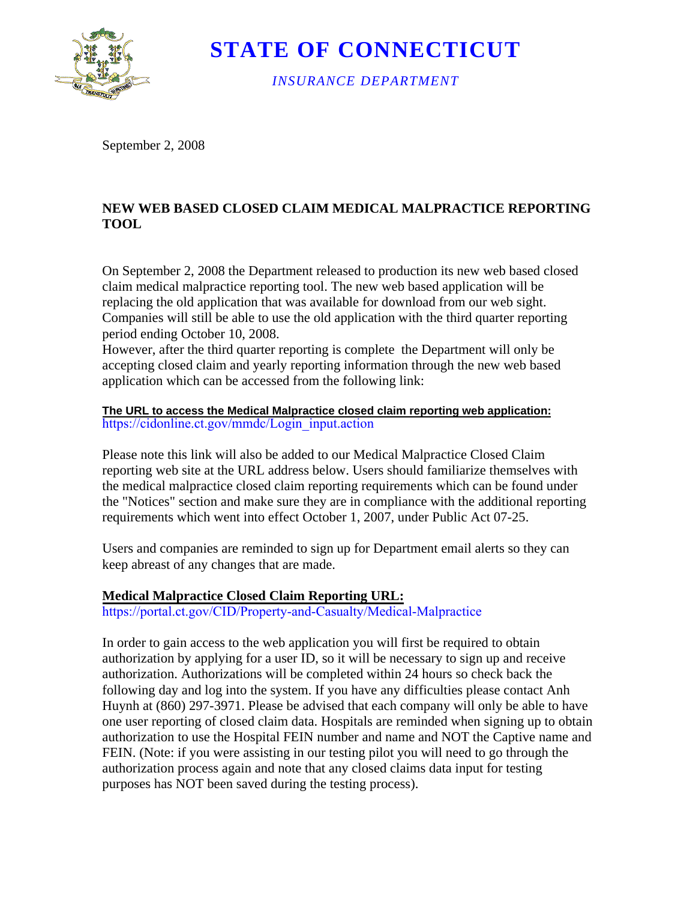# STATE OF CONNECTICUT

*INSURANCE DEPARTMENT*

September 2, 2008

## NEW WEB BASED CLOSED CLAIM MEDICAL MALPRACTICE REPORTING TOOL

On September 2, 2008 the Department released to production its new web based closed claim medical malpractice reporting tool. The new web based application will be replacing the old application that was available for download from our web sight. Companies will still be able to use the old application with the third quarter reporting period ending October 10, 2008.
However, after the third quarter reporting is complete the Department will only be accepting closed claim and yearly reporting information through the new web based application which can be accessed from the following link:

**The URL to access the Medical Malpractice closed claim reporting web application:**
https://cidonline.ct.gov/mmdc/Login_input.action

Please note this link will also be added to our Medical Malpractice Closed Claim reporting web site at the URL address below. Users should familiarize themselves with the medical malpractice closed claim reporting requirements which can be found under the "Notices" section and make sure they are in compliance with the additional reporting requirements which went into effect October 1, 2007, under Public Act 07-25.

Users and companies are reminded to sign up for Department email alerts so they can keep abreast of any changes that are made.

**Medical Malpractice Closed Claim Reporting URL:**
https://portal.ct.gov/CID/Property-and-Casualty/Medical-Malpractice

In order to gain access to the web application you will first be required to obtain authorization by applying for a user ID, so it will be necessary to sign up and receive authorization. Authorizations will be completed within 24 hours so check back the following day and log into the system. If you have any difficulties please contact Anh Huynh at (860) 297-3971. Please be advised that each company will only be able to have one user reporting of closed claim data. Hospitals are reminded when signing up to obtain authorization to use the Hospital FEIN number and name and NOT the Captive name and FEIN. (Note: if you were assisting in our testing pilot you will need to go through the authorization process again and note that any closed claims data input for testing purposes has NOT been saved during the testing process).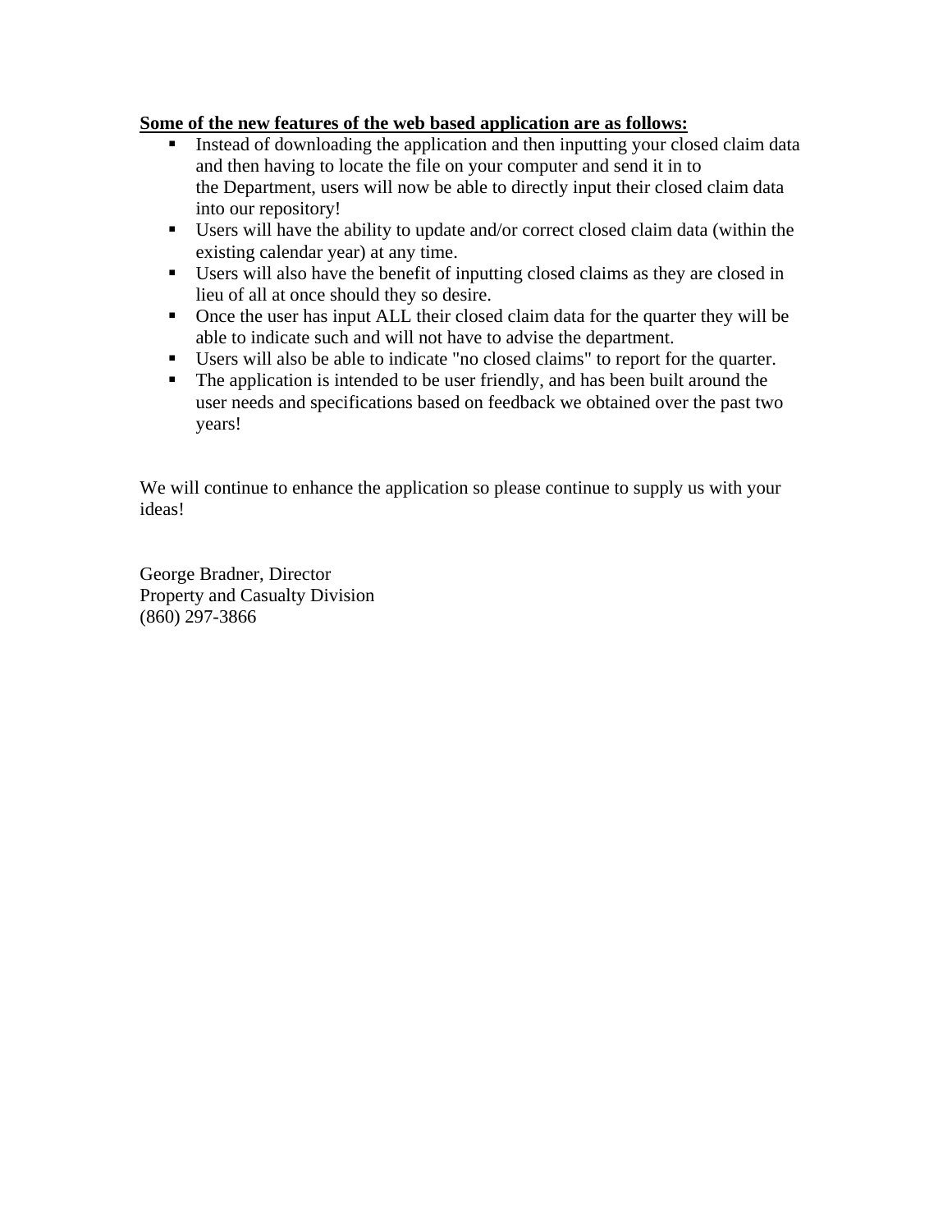**Some of the new features of the web based application are as follows:**

- Instead of downloading the application and then inputting your closed claim data and then having to locate the file on your computer and send it in to the Department, users will now be able to directly input their closed claim data into our repository!
- Users will have the ability to update and/or correct closed claim data (within the existing calendar year) at any time.
- Users will also have the benefit of inputting closed claims as they are closed in lieu of all at once should they so desire.
- Once the user has input ALL their closed claim data for the quarter they will be able to indicate such and will not have to advise the department.
- Users will also be able to indicate "no closed claims" to report for the quarter.
- The application is intended to be user friendly, and has been built around the user needs and specifications based on feedback we obtained over the past two years!

We will continue to enhance the application so please continue to supply us with your ideas!

George Bradner, Director
Property and Casualty Division
(860) 297-3866